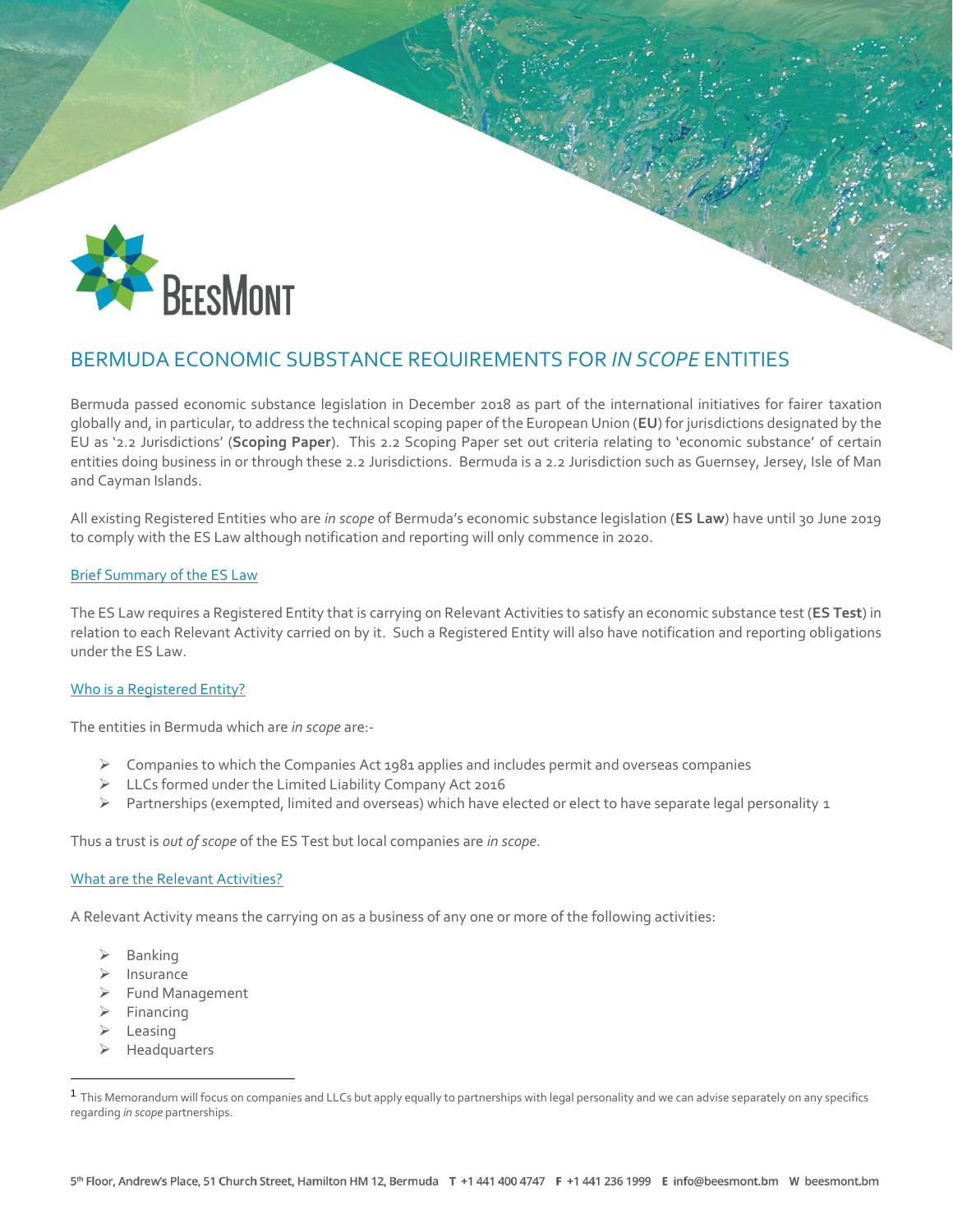# BERMUDA ECONOMIC SUBSTANCE REQUIREMENTS FOR *IN SCOPE* ENTITIES

Bermuda passed economic substance legislation in December 2018 as part of the international initiatives for fairer taxation globally and, in particular, to address the technical scoping paper of the European Union (**EU**) for jurisdictions designated by the EU as '2.2 Jurisdictions' (**Scoping Paper**). This 2.2 Scoping Paper set out criteria relating to 'economic substance' of certain entities doing business in or through these 2.2 Jurisdictions. Bermuda is a 2.2 Jurisdiction such as Guernsey, Jersey, Isle of Man and Cayman Islands.

All existing Registered Entities who are *in scope* of Bermuda's economic substance legislation (**ES Law**) have until 30 June 2019 to comply with the ES Law although notification and reporting will only commence in 2020.

## Brief Summary of the ES Law

The ES Law requires a Registered Entity that is carrying on Relevant Activities to satisfy an economic substance test (**ES Test**) in relation to each Relevant Activity carried on by it. Such a Registered Entity will also have notification and reporting obligations under the ES Law.

## Who is a Registered Entity?

The entities in Bermuda which are *in scope* are:-

- Companies to which the Companies Act 1981 applies and includes permit and overseas companies
- LLCs formed under the Limited Liability Company Act 2016
- Partnerships (exempted, limited and overseas) which have elected or elect to have separate legal personality [1]

Thus a trust is *out of scope* of the ES Test but local companies are *in scope*.

## What are the Relevant Activities?

A Relevant Activity means the carrying on as a business of any one or more of the following activities:

- Banking
- Insurance
- Fund Management
- Financing
- Leasing
- Headquarters

[1] This Memorandum will focus on companies and LLCs but apply equally to partnerships with legal personality and we can advise separately on any specifics regarding *in scope* partnerships.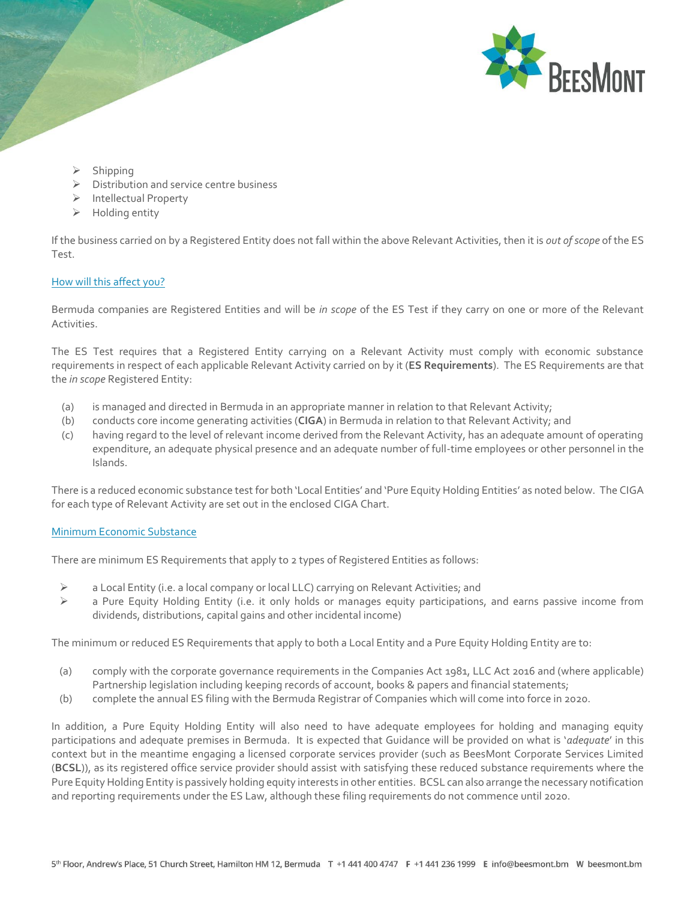- Shipping
- Distribution and service centre business
- Intellectual Property
- Holding entity

If the business carried on by a Registered Entity does not fall within the above Relevant Activities, then it is *out of scope* of the ES Test.

## How will this affect you?

Bermuda companies are Registered Entities and will be *in scope* of the ES Test if they carry on one or more of the Relevant Activities.

The ES Test requires that a Registered Entity carrying on a Relevant Activity must comply with economic substance requirements in respect of each applicable Relevant Activity carried on by it (**ES Requirements**). The ES Requirements are that the *in scope* Registered Entity:

(a) is managed and directed in Bermuda in an appropriate manner in relation to that Relevant Activity;
(b) conducts core income generating activities (**CIGA**) in Bermuda in relation to that Relevant Activity; and
(c) having regard to the level of relevant income derived from the Relevant Activity, has an adequate amount of operating expenditure, an adequate physical presence and an adequate number of full-time employees or other personnel in the Islands.

There is a reduced economic substance test for both 'Local Entities' and 'Pure Equity Holding Entities' as noted below. The CIGA for each type of Relevant Activity are set out in the enclosed CIGA Chart.

## Minimum Economic Substance

There are minimum ES Requirements that apply to 2 types of Registered Entities as follows:

- a Local Entity (i.e. a local company or local LLC) carrying on Relevant Activities; and
- a Pure Equity Holding Entity (i.e. it only holds or manages equity participations, and earns passive income from dividends, distributions, capital gains and other incidental income)

The minimum or reduced ES Requirements that apply to both a Local Entity and a Pure Equity Holding Entity are to:

(a) comply with the corporate governance requirements in the Companies Act 1981, LLC Act 2016 and (where applicable) Partnership legislation including keeping records of account, books & papers and financial statements;
(b) complete the annual ES filing with the Bermuda Registrar of Companies which will come into force in 2020.

In addition, a Pure Equity Holding Entity will also need to have adequate employees for holding and managing equity participations and adequate premises in Bermuda. It is expected that Guidance will be provided on what is '*adequate*' in this context but in the meantime engaging a licensed corporate services provider (such as BeesMont Corporate Services Limited (**BCSL**)), as its registered office service provider should assist with satisfying these reduced substance requirements where the Pure Equity Holding Entity is passively holding equity interests in other entities. BCSL can also arrange the necessary notification and reporting requirements under the ES Law, although these filing requirements do not commence until 2020.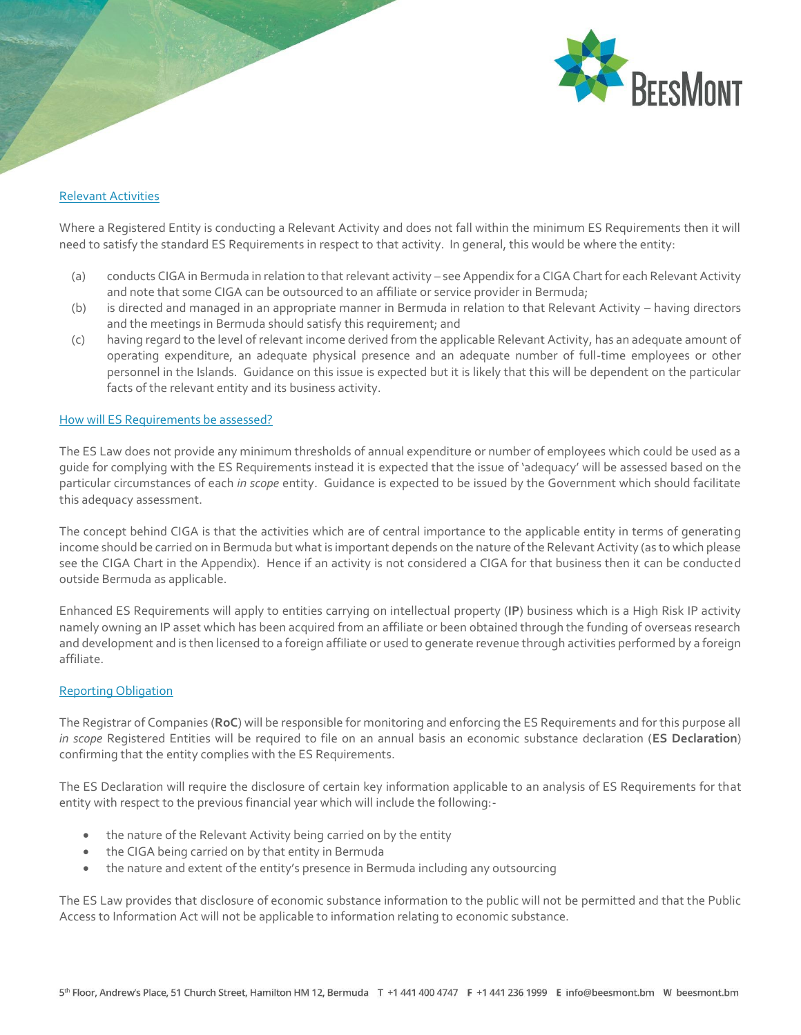## Relevant Activities

Where a Registered Entity is conducting a Relevant Activity and does not fall within the minimum ES Requirements then it will need to satisfy the standard ES Requirements in respect to that activity. In general, this would be where the entity:

(a) conducts CIGA in Bermuda in relation to that relevant activity – see Appendix for a CIGA Chart for each Relevant Activity and note that some CIGA can be outsourced to an affiliate or service provider in Bermuda;

(b) is directed and managed in an appropriate manner in Bermuda in relation to that Relevant Activity – having directors and the meetings in Bermuda should satisfy this requirement; and

(c) having regard to the level of relevant income derived from the applicable Relevant Activity, has an adequate amount of operating expenditure, an adequate physical presence and an adequate number of full-time employees or other personnel in the Islands. Guidance on this issue is expected but it is likely that this will be dependent on the particular facts of the relevant entity and its business activity.

## How will ES Requirements be assessed?

The ES Law does not provide any minimum thresholds of annual expenditure or number of employees which could be used as a guide for complying with the ES Requirements instead it is expected that the issue of 'adequacy' will be assessed based on the particular circumstances of each *in scope* entity. Guidance is expected to be issued by the Government which should facilitate this adequacy assessment.

The concept behind CIGA is that the activities which are of central importance to the applicable entity in terms of generating income should be carried on in Bermuda but what is important depends on the nature of the Relevant Activity (as to which please see the CIGA Chart in the Appendix). Hence if an activity is not considered a CIGA for that business then it can be conducted outside Bermuda as applicable.

Enhanced ES Requirements will apply to entities carrying on intellectual property (**IP**) business which is a High Risk IP activity namely owning an IP asset which has been acquired from an affiliate or been obtained through the funding of overseas research and development and is then licensed to a foreign affiliate or used to generate revenue through activities performed by a foreign affiliate.

## Reporting Obligation

The Registrar of Companies (**RoC**) will be responsible for monitoring and enforcing the ES Requirements and for this purpose all *in scope* Registered Entities will be required to file on an annual basis an economic substance declaration (**ES Declaration**) confirming that the entity complies with the ES Requirements.

The ES Declaration will require the disclosure of certain key information applicable to an analysis of ES Requirements for that entity with respect to the previous financial year which will include the following:-

- the nature of the Relevant Activity being carried on by the entity
- the CIGA being carried on by that entity in Bermuda
- the nature and extent of the entity's presence in Bermuda including any outsourcing

The ES Law provides that disclosure of economic substance information to the public will not be permitted and that the Public Access to Information Act will not be applicable to information relating to economic substance.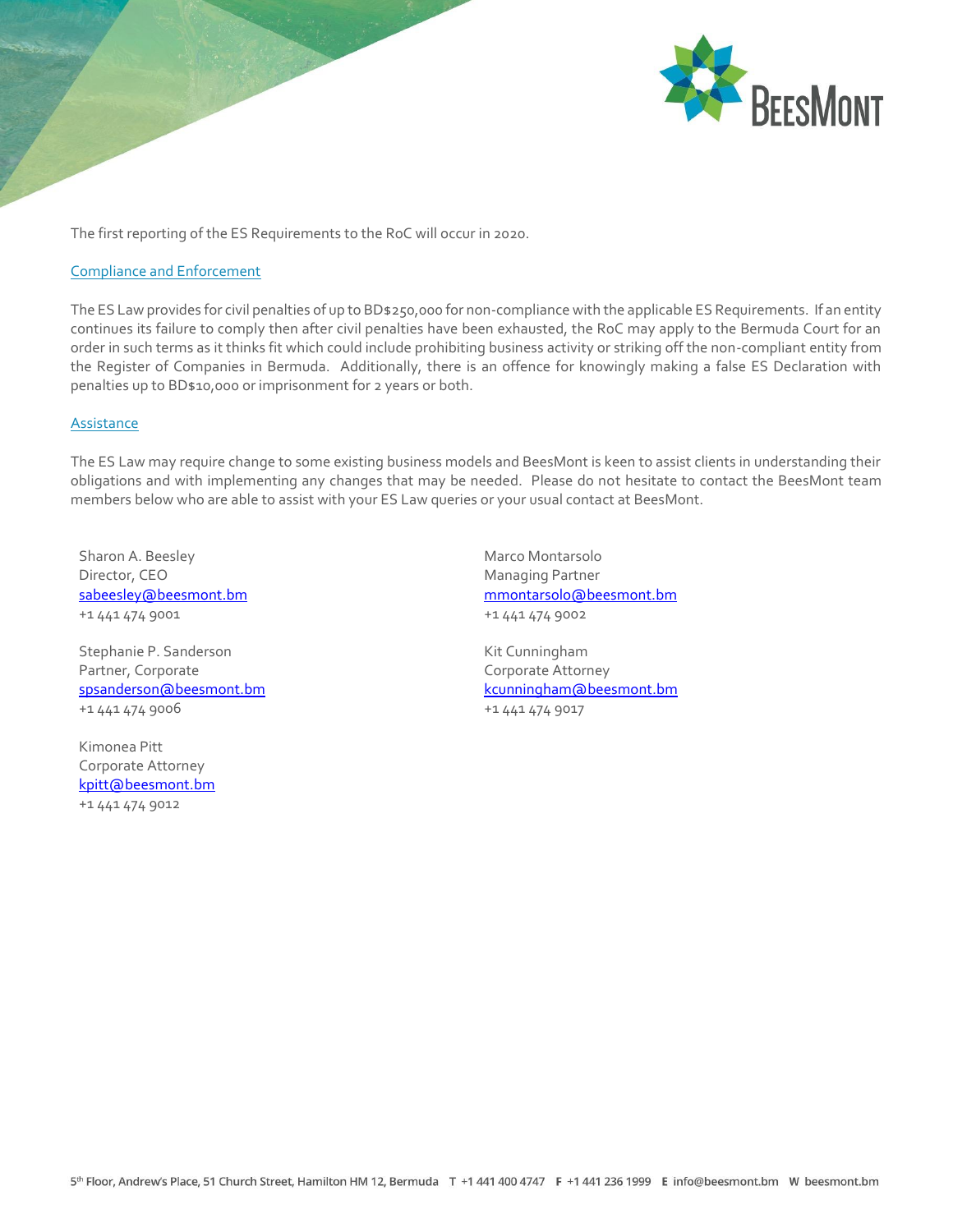The first reporting of the ES Requirements to the RoC will occur in 2020.

## Compliance and Enforcement

The ES Law provides for civil penalties of up to BD$250,000 for non-compliance with the applicable ES Requirements. If an entity continues its failure to comply then after civil penalties have been exhausted, the RoC may apply to the Bermuda Court for an order in such terms as it thinks fit which could include prohibiting business activity or striking off the non-compliant entity from the Register of Companies in Bermuda. Additionally, there is an offence for knowingly making a false ES Declaration with penalties up to BD$10,000 or imprisonment for 2 years or both.

## Assistance

The ES Law may require change to some existing business models and BeesMont is keen to assist clients in understanding their obligations and with implementing any changes that may be needed. Please do not hesitate to contact the BeesMont team members below who are able to assist with your ES Law queries or your usual contact at BeesMont.

Sharon A. Beesley
Director, CEO
sabeesley@beesmont.bm
+1 441 474 9001

Marco Montarsolo
Managing Partner
mmontarsolo@beesmont.bm
+1 441 474 9002

Stephanie P. Sanderson
Partner, Corporate
spsanderson@beesmont.bm
+1 441 474 9006

Kit Cunningham
Corporate Attorney
kcunningham@beesmont.bm
+1 441 474 9017

Kimonea Pitt
Corporate Attorney
kpitt@beesmont.bm
+1 441 474 9012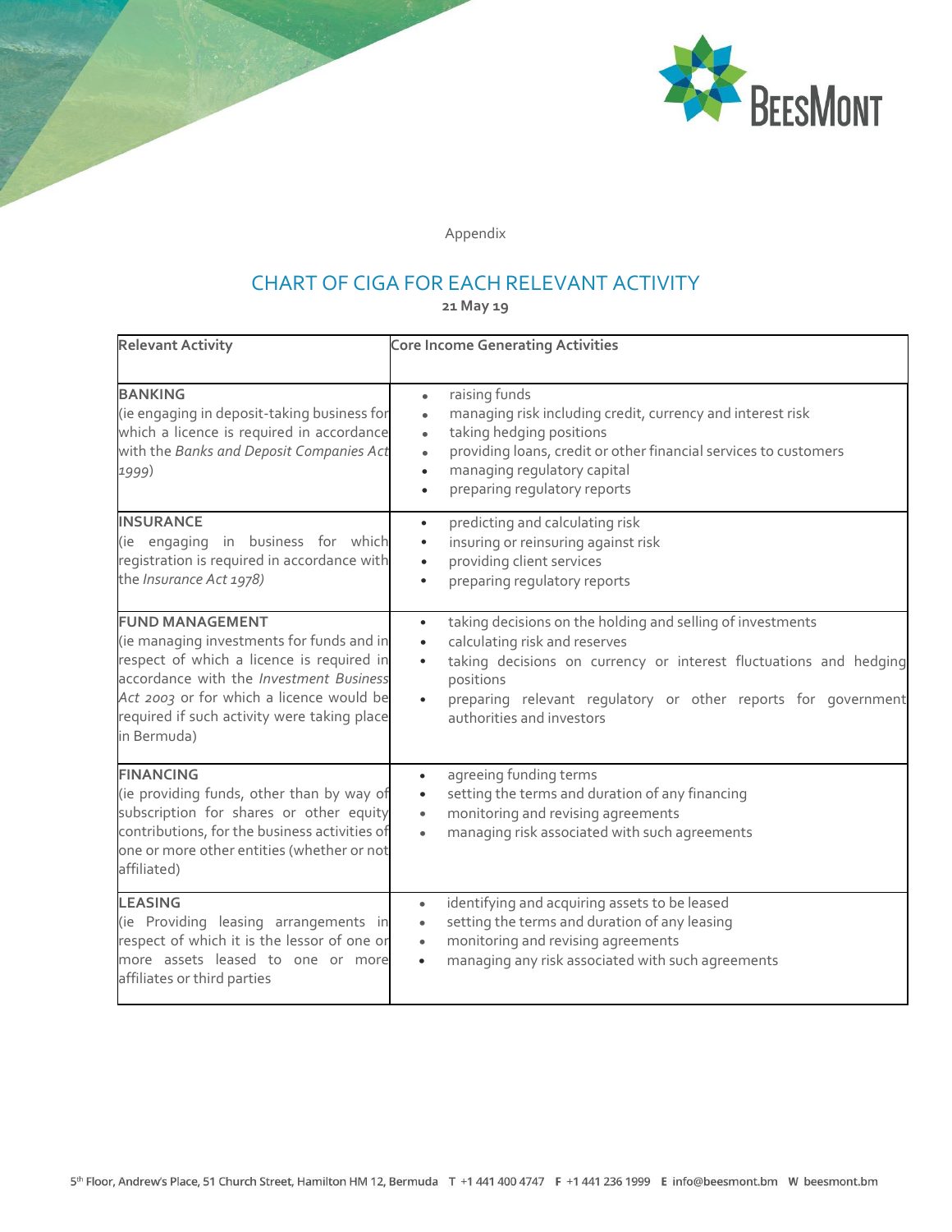Appendix

## CHART OF CIGA FOR EACH RELEVANT ACTIVITY

**21 May 19**

| Relevant Activity | Core Income Generating Activities |
|---|---|
| **BANKING**<br>(ie engaging in deposit-taking business for which a licence is required in accordance with the *Banks and Deposit Companies Act 1999*) | • raising funds<br>• managing risk including credit, currency and interest risk<br>• taking hedging positions<br>• providing loans, credit or other financial services to customers<br>• managing regulatory capital<br>• preparing regulatory reports |
| **INSURANCE**<br>(ie engaging in business for which registration is required in accordance with the *Insurance Act 1978)* | • predicting and calculating risk<br>• insuring or reinsuring against risk<br>• providing client services<br>• preparing regulatory reports |
| **FUND MANAGEMENT**<br>(ie managing investments for funds and in respect of which a licence is required in accordance with the *Investment Business Act 2003* or for which a licence would be required if such activity were taking place in Bermuda) | • taking decisions on the holding and selling of investments<br>• calculating risk and reserves<br>• taking decisions on currency or interest fluctuations and hedging positions<br>• preparing relevant regulatory or other reports for government authorities and investors |
| **FINANCING**<br>(ie providing funds, other than by way of subscription for shares or other equity contributions, for the business activities of one or more other entities (whether or not affiliated) | • agreeing funding terms<br>• setting the terms and duration of any financing<br>• monitoring and revising agreements<br>• managing risk associated with such agreements |
| **LEASING**<br>(ie Providing leasing arrangements in respect of which it is the lessor of one or more assets leased to one or more affiliates or third parties | • identifying and acquiring assets to be leased<br>• setting the terms and duration of any leasing<br>• monitoring and revising agreements<br>• managing any risk associated with such agreements |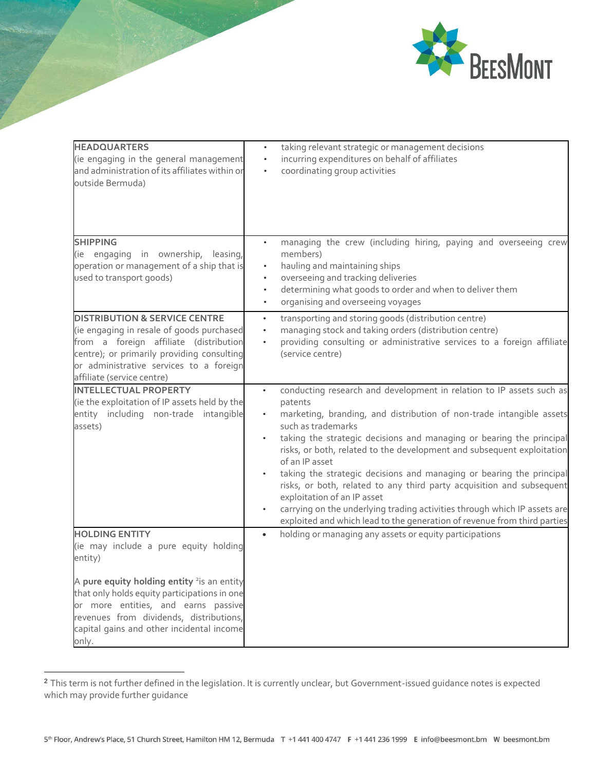| | |
|---|---|
| **HEADQUARTERS**<br>(ie engaging in the general management and administration of its affiliates within or outside Bermuda) | • taking relevant strategic or management decisions<br>• incurring expenditures on behalf of affiliates<br>• coordinating group activities |
| **SHIPPING**<br>(ie engaging in ownership, leasing, operation or management of a ship that is used to transport goods) | • managing the crew (including hiring, paying and overseeing crew members)<br>• hauling and maintaining ships<br>• overseeing and tracking deliveries<br>• determining what goods to order and when to deliver them<br>• organising and overseeing voyages |
| **DISTRIBUTION & SERVICE CENTRE**<br>(ie engaging in resale of goods purchased from a foreign affiliate (distribution centre); or primarily providing consulting or administrative services to a foreign affiliate (service centre) | • transporting and storing goods (distribution centre)<br>• managing stock and taking orders (distribution centre)<br>• providing consulting or administrative services to a foreign affiliate (service centre) |
| **INTELLECTUAL PROPERTY**<br>(ie the exploitation of IP assets held by the entity including non-trade intangible assets) | • conducting research and development in relation to IP assets such as patents<br>• marketing, branding, and distribution of non-trade intangible assets such as trademarks<br>• taking the strategic decisions and managing or bearing the principal risks, or both, related to the development and subsequent exploitation of an IP asset<br>• taking the strategic decisions and managing or bearing the principal risks, or both, related to any third party acquisition and subsequent exploitation of an IP asset<br>• carrying on the underlying trading activities through which IP assets are exploited and which lead to the generation of revenue from third parties |
| **HOLDING ENTITY**<br>(ie may include a pure equity holding entity)<br><br>A **pure equity holding entity** [2] is an entity that only holds equity participations in one or more entities, and earns passive revenues from dividends, distributions, capital gains and other incidental income only. | • holding or managing any assets or equity participations |

[2] This term is not further defined in the legislation. It is currently unclear, but Government-issued guidance notes is expected which may provide further guidance